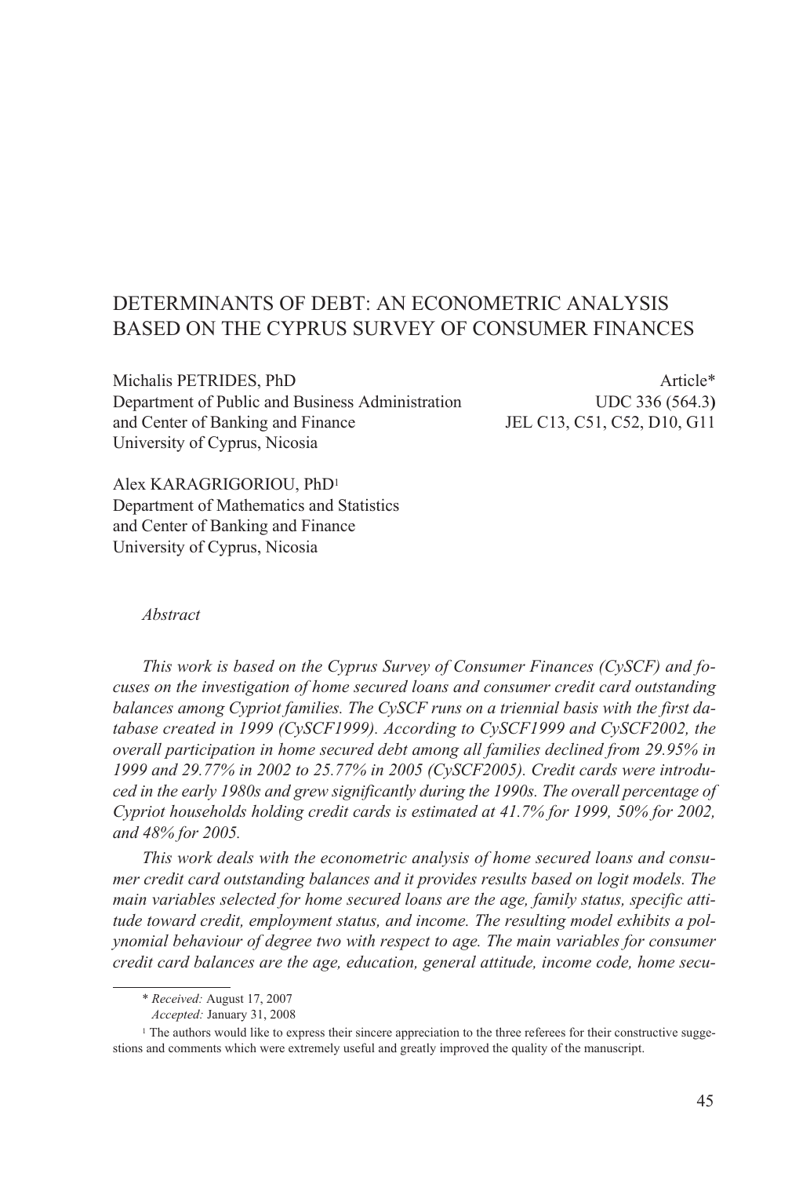# DETERMINANTS OF DEBT: AN ECONOMETRIC ANALYSIS BASED ON THE CYPRUS SURVEY OF CONSUMER FINANCES

Michalis PETRIDES, PhD
Department of Public and Business Administration
and Center of Banking and Finance
University of Cyprus, Nicosia

Article*
UDC 336 (564.3)
JEL C13, C51, C52, D10, G11

Alex KARAGRIGORIOU, PhD[1]
Department of Mathematics and Statistics
and Center of Banking and Finance
University of Cyprus, Nicosia

*Abstract*

*This work is based on the Cyprus Survey of Consumer Finances (CySCF) and focuses on the investigation of home secured loans and consumer credit card outstanding balances among Cypriot families. The CySCF runs on a triennial basis with the first database created in 1999 (CySCF1999). According to CySCF1999 and CySCF2002, the overall participation in home secured debt among all families declined from 29.95% in 1999 and 29.77% in 2002 to 25.77% in 2005 (CySCF2005). Credit cards were introduced in the early 1980s and grew significantly during the 1990s. The overall percentage of Cypriot households holding credit cards is estimated at 41.7% for 1999, 50% for 2002, and 48% for 2005.*

*This work deals with the econometric analysis of home secured loans and consumer credit card outstanding balances and it provides results based on logit models. The main variables selected for home secured loans are the age, family status, specific attitude toward credit, employment status, and income. The resulting model exhibits a polynomial behaviour of degree two with respect to age. The main variables for consumer credit card balances are the age, education, general attitude, income code, home secu-*

---

\* *Received:* August 17, 2007
*Accepted:* January 31, 2008

[1] The authors would like to express their sincere appreciation to the three referees for their constructive suggestions and comments which were extremely useful and greatly improved the quality of the manuscript.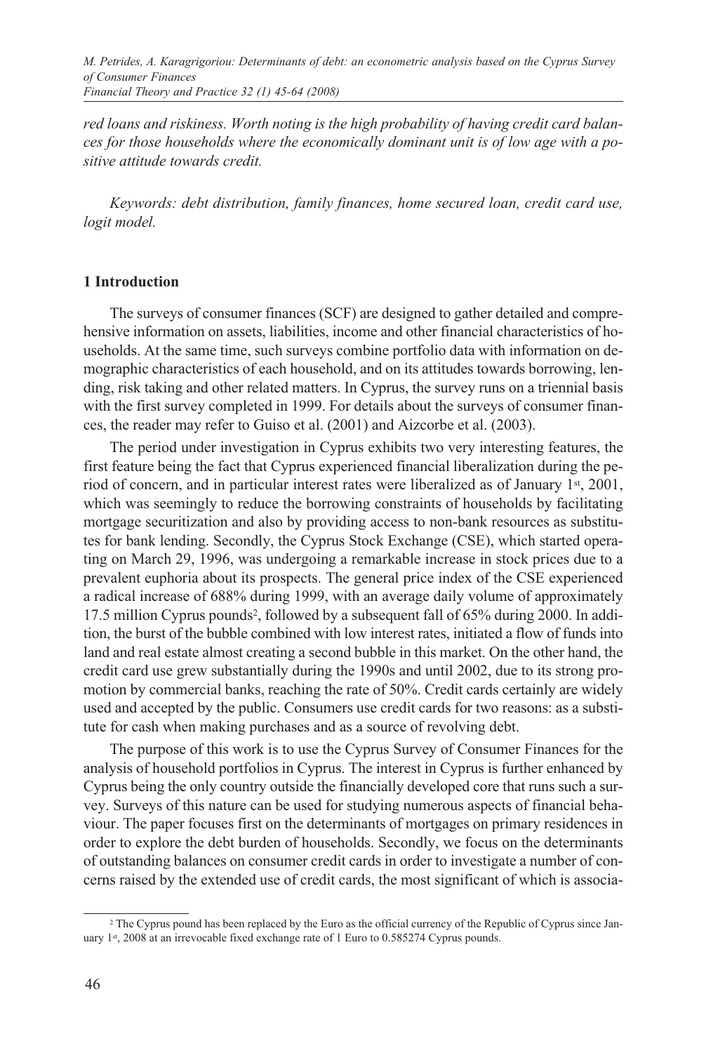*red loans and riskiness. Worth noting is the high probability of having credit card balances for those households where the economically dominant unit is of low age with a positive attitude towards credit.*

*Keywords: debt distribution, family finances, home secured loan, credit card use, logit model.*

## 1 Introduction

The surveys of consumer finances (SCF) are designed to gather detailed and comprehensive information on assets, liabilities, income and other financial characteristics of households. At the same time, such surveys combine portfolio data with information on demographic characteristics of each household, and on its attitudes towards borrowing, lending, risk taking and other related matters. In Cyprus, the survey runs on a triennial basis with the first survey completed in 1999. For details about the surveys of consumer finances, the reader may refer to Guiso et al. (2001) and Aizcorbe et al. (2003).

The period under investigation in Cyprus exhibits two very interesting features, the first feature being the fact that Cyprus experienced financial liberalization during the period of concern, and in particular interest rates were liberalized as of January 1st, 2001, which was seemingly to reduce the borrowing constraints of households by facilitating mortgage securitization and also by providing access to non-bank resources as substitutes for bank lending. Secondly, the Cyprus Stock Exchange (CSE), which started operating on March 29, 1996, was undergoing a remarkable increase in stock prices due to a prevalent euphoria about its prospects. The general price index of the CSE experienced a radical increase of 688% during 1999, with an average daily volume of approximately 17.5 million Cyprus pounds[2], followed by a subsequent fall of 65% during 2000. In addition, the burst of the bubble combined with low interest rates, initiated a flow of funds into land and real estate almost creating a second bubble in this market. On the other hand, the credit card use grew substantially during the 1990s and until 2002, due to its strong promotion by commercial banks, reaching the rate of 50%. Credit cards certainly are widely used and accepted by the public. Consumers use credit cards for two reasons: as a substitute for cash when making purchases and as a source of revolving debt.

The purpose of this work is to use the Cyprus Survey of Consumer Finances for the analysis of household portfolios in Cyprus. The interest in Cyprus is further enhanced by Cyprus being the only country outside the financially developed core that runs such a survey. Surveys of this nature can be used for studying numerous aspects of financial behaviour. The paper focuses first on the determinants of mortgages on primary residences in order to explore the debt burden of households. Secondly, we focus on the determinants of outstanding balances on consumer credit cards in order to investigate a number of concerns raised by the extended use of credit cards, the most significant of which is associa-

[2] The Cyprus pound has been replaced by the Euro as the official currency of the Republic of Cyprus since January 1st, 2008 at an irrevocable fixed exchange rate of 1 Euro to 0.585274 Cyprus pounds.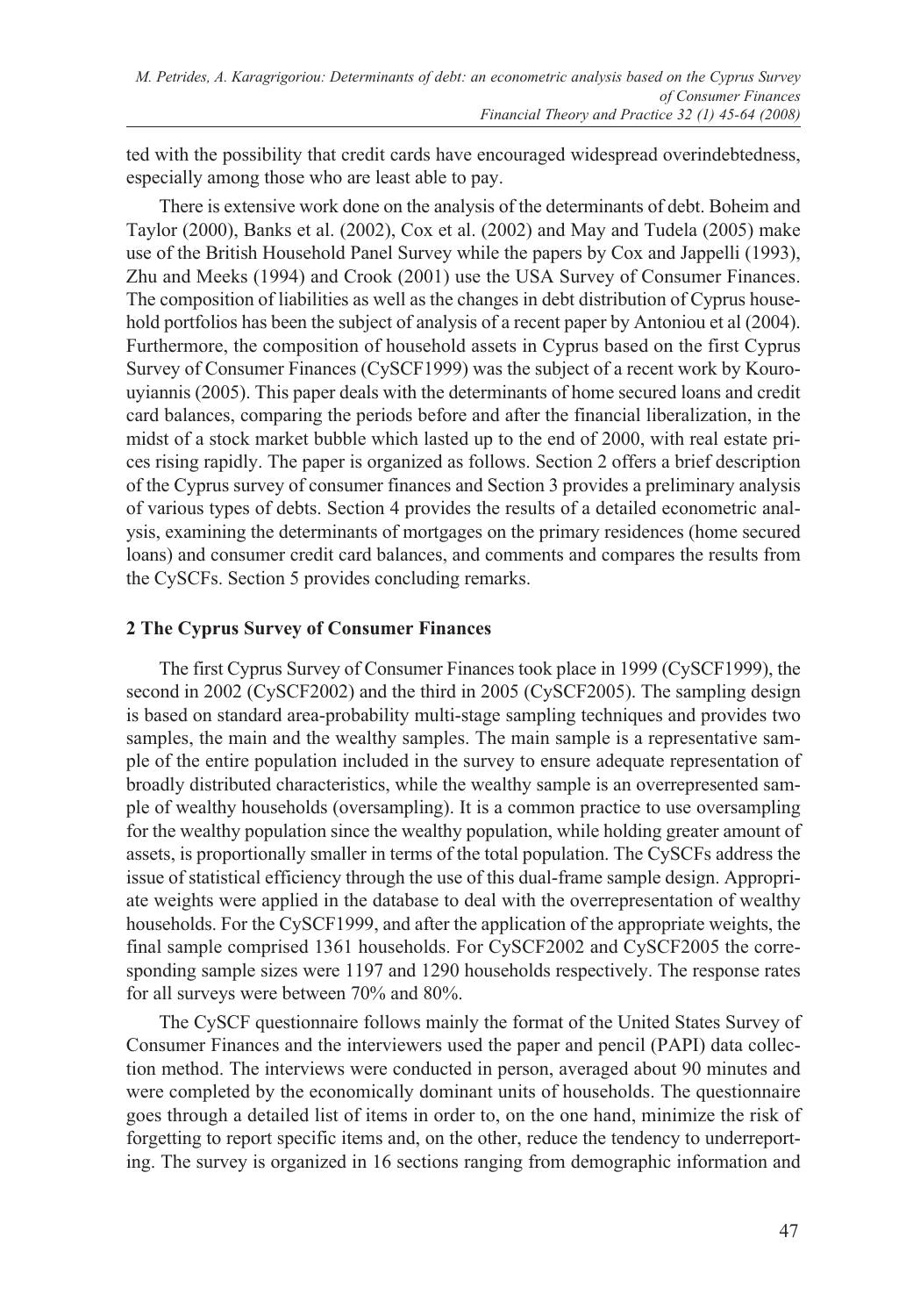ted with the possibility that credit cards have encouraged widespread overindebtedness, especially among those who are least able to pay.

There is extensive work done on the analysis of the determinants of debt. Boheim and Taylor (2000), Banks et al. (2002), Cox et al. (2002) and May and Tudela (2005) make use of the British Household Panel Survey while the papers by Cox and Jappelli (1993), Zhu and Meeks (1994) and Crook (2001) use the USA Survey of Consumer Finances. The composition of liabilities as well as the changes in debt distribution of Cyprus household portfolios has been the subject of analysis of a recent paper by Antoniou et al (2004). Furthermore, the composition of household assets in Cyprus based on the first Cyprus Survey of Consumer Finances (CySCF1999) was the subject of a recent work by Kourouyiannis (2005). This paper deals with the determinants of home secured loans and credit card balances, comparing the periods before and after the financial liberalization, in the midst of a stock market bubble which lasted up to the end of 2000, with real estate prices rising rapidly. The paper is organized as follows. Section 2 offers a brief description of the Cyprus survey of consumer finances and Section 3 provides a preliminary analysis of various types of debts. Section 4 provides the results of a detailed econometric analysis, examining the determinants of mortgages on the primary residences (home secured loans) and consumer credit card balances, and comments and compares the results from the CySCFs. Section 5 provides concluding remarks.

## 2 The Cyprus Survey of Consumer Finances

The first Cyprus Survey of Consumer Finances took place in 1999 (CySCF1999), the second in 2002 (CySCF2002) and the third in 2005 (CySCF2005). The sampling design is based on standard area-probability multi-stage sampling techniques and provides two samples, the main and the wealthy samples. The main sample is a representative sample of the entire population included in the survey to ensure adequate representation of broadly distributed characteristics, while the wealthy sample is an overrepresented sample of wealthy households (oversampling). It is a common practice to use oversampling for the wealthy population since the wealthy population, while holding greater amount of assets, is proportionally smaller in terms of the total population. The CySCFs address the issue of statistical efficiency through the use of this dual-frame sample design. Appropriate weights were applied in the database to deal with the overrepresentation of wealthy households. For the CySCF1999, and after the application of the appropriate weights, the final sample comprised 1361 households. For CySCF2002 and CySCF2005 the corresponding sample sizes were 1197 and 1290 households respectively. The response rates for all surveys were between 70% and 80%.

The CySCF questionnaire follows mainly the format of the United States Survey of Consumer Finances and the interviewers used the paper and pencil (PAPI) data collection method. The interviews were conducted in person, averaged about 90 minutes and were completed by the economically dominant units of households. The questionnaire goes through a detailed list of items in order to, on the one hand, minimize the risk of forgetting to report specific items and, on the other, reduce the tendency to underreporting. The survey is organized in 16 sections ranging from demographic information and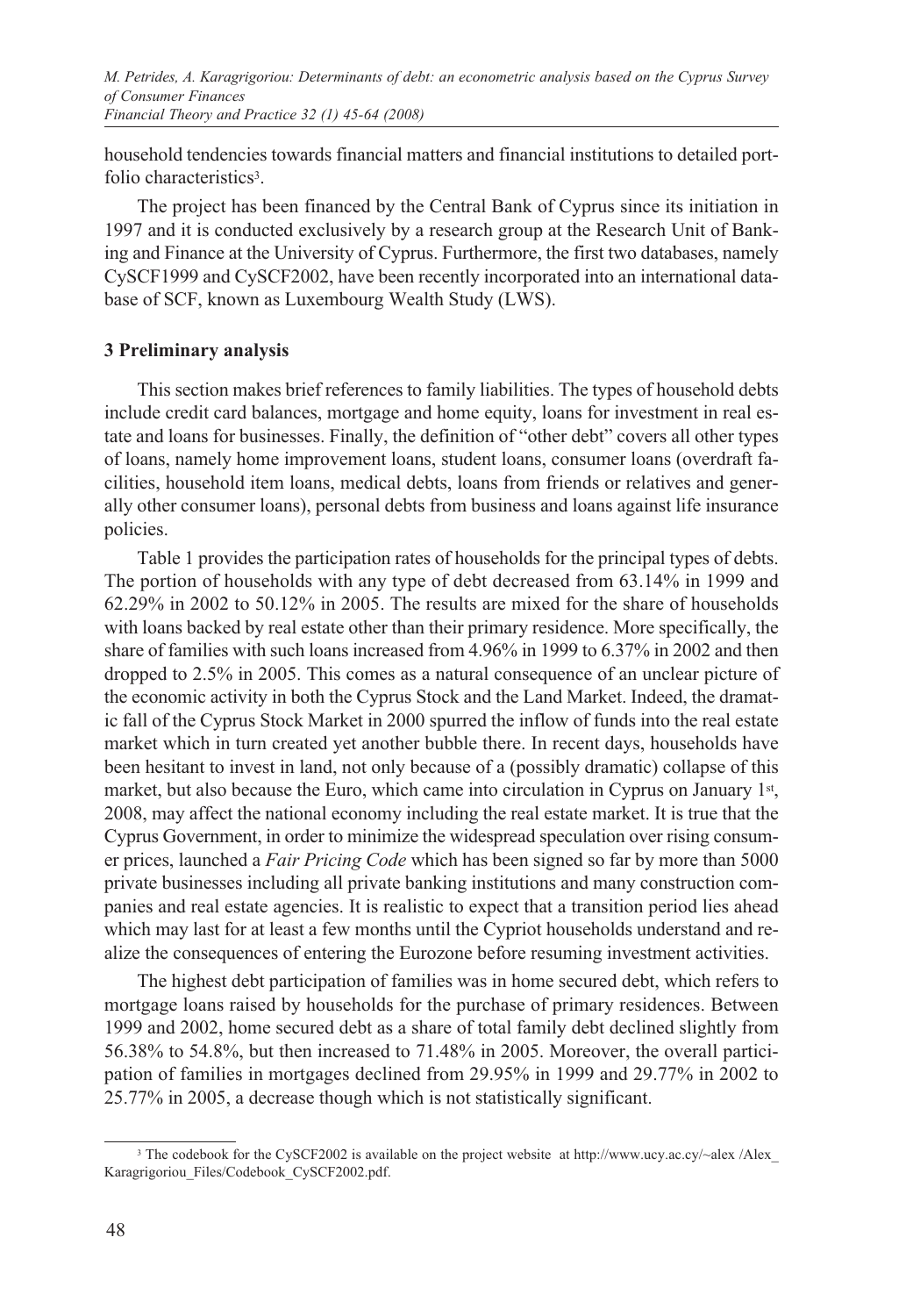household tendencies towards financial matters and financial institutions to detailed portfolio characteristics[3].

The project has been financed by the Central Bank of Cyprus since its initiation in 1997 and it is conducted exclusively by a research group at the Research Unit of Banking and Finance at the University of Cyprus. Furthermore, the first two databases, namely CySCF1999 and CySCF2002, have been recently incorporated into an international database of SCF, known as Luxembourg Wealth Study (LWS).

### 3 Preliminary analysis

This section makes brief references to family liabilities. The types of household debts include credit card balances, mortgage and home equity, loans for investment in real estate and loans for businesses. Finally, the definition of "other debt" covers all other types of loans, namely home improvement loans, student loans, consumer loans (overdraft facilities, household item loans, medical debts, loans from friends or relatives and generally other consumer loans), personal debts from business and loans against life insurance policies.

Table 1 provides the participation rates of households for the principal types of debts. The portion of households with any type of debt decreased from 63.14% in 1999 and 62.29% in 2002 to 50.12% in 2005. The results are mixed for the share of households with loans backed by real estate other than their primary residence. More specifically, the share of families with such loans increased from 4.96% in 1999 to 6.37% in 2002 and then dropped to 2.5% in 2005. This comes as a natural consequence of an unclear picture of the economic activity in both the Cyprus Stock and the Land Market. Indeed, the dramatic fall of the Cyprus Stock Market in 2000 spurred the inflow of funds into the real estate market which in turn created yet another bubble there. In recent days, households have been hesitant to invest in land, not only because of a (possibly dramatic) collapse of this market, but also because the Euro, which came into circulation in Cyprus on January 1st, 2008, may affect the national economy including the real estate market. It is true that the Cyprus Government, in order to minimize the widespread speculation over rising consumer prices, launched a *Fair Pricing Code* which has been signed so far by more than 5000 private businesses including all private banking institutions and many construction companies and real estate agencies. It is realistic to expect that a transition period lies ahead which may last for at least a few months until the Cypriot households understand and realize the consequences of entering the Eurozone before resuming investment activities.

The highest debt participation of families was in home secured debt, which refers to mortgage loans raised by households for the purchase of primary residences. Between 1999 and 2002, home secured debt as a share of total family debt declined slightly from 56.38% to 54.8%, but then increased to 71.48% in 2005. Moreover, the overall participation of families in mortgages declined from 29.95% in 1999 and 29.77% in 2002 to 25.77% in 2005, a decrease though which is not statistically significant.

[3] The codebook for the CySCF2002 is available on the project website at http://www.ucy.ac.cy/~alex /Alex_Karagrigoriou_Files/Codebook_CySCF2002.pdf.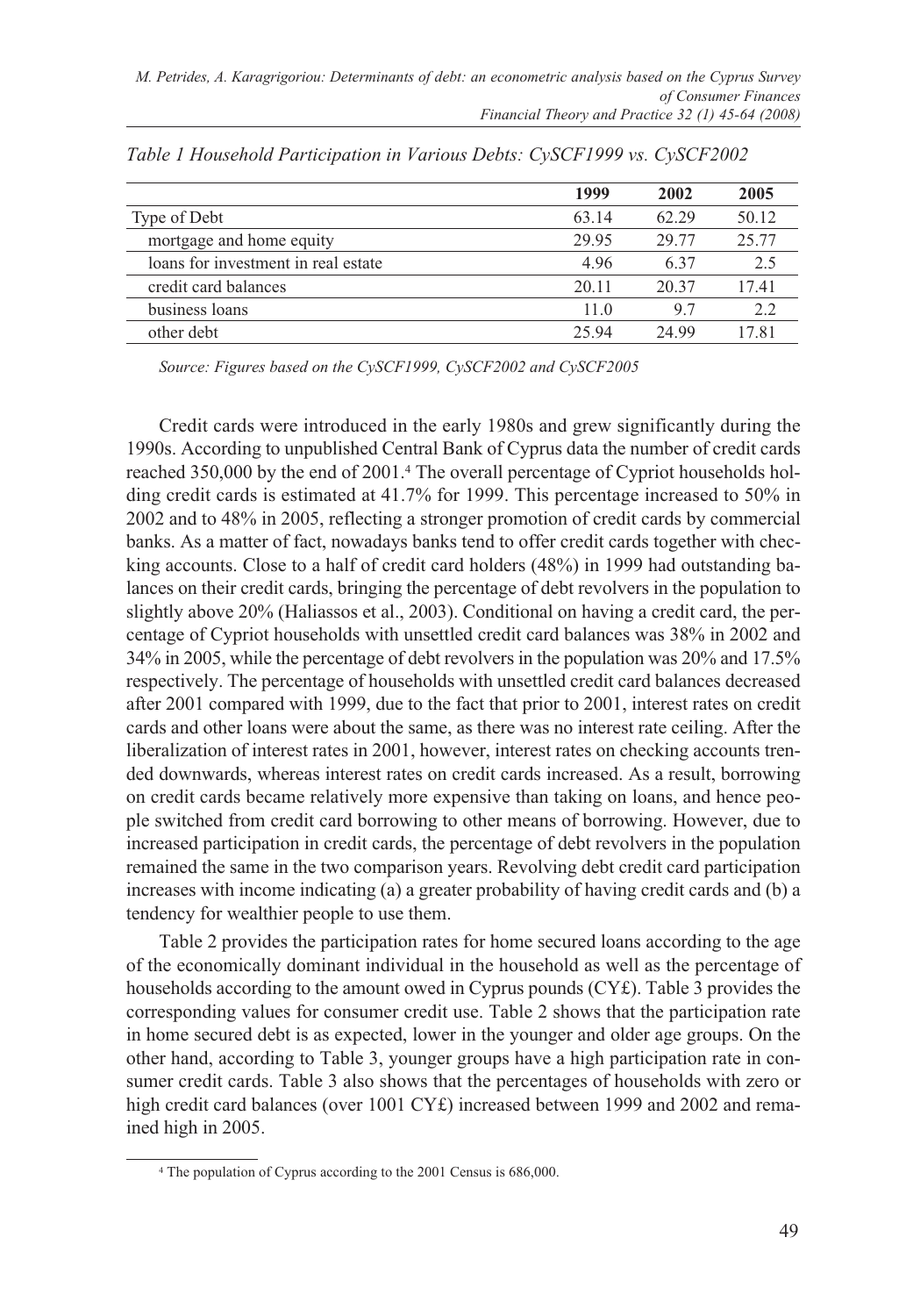*Table 1 Household Participation in Various Debts: CySCF1999 vs. CySCF2002*

| | **1999** | **2002** | **2005** |
|---|---|---|---|
| Type of Debt | 63.14 | 62.29 | 50.12 |
| mortgage and home equity | 29.95 | 29.77 | 25.77 |
| loans for investment in real estate | 4.96 | 6.37 | 2.5 |
| credit card balances | 20.11 | 20.37 | 17.41 |
| business loans | 11.0 | 9.7 | 2.2 |
| other debt | 25.94 | 24.99 | 17.81 |

*Source: Figures based on the CySCF1999, CySCF2002 and CySCF2005*

Credit cards were introduced in the early 1980s and grew significantly during the 1990s. According to unpublished Central Bank of Cyprus data the number of credit cards reached 350,000 by the end of 2001.[4] The overall percentage of Cypriot households holding credit cards is estimated at 41.7% for 1999. This percentage increased to 50% in 2002 and to 48% in 2005, reflecting a stronger promotion of credit cards by commercial banks. As a matter of fact, nowadays banks tend to offer credit cards together with checking accounts. Close to a half of credit card holders (48%) in 1999 had outstanding balances on their credit cards, bringing the percentage of debt revolvers in the population to slightly above 20% (Haliassos et al., 2003). Conditional on having a credit card, the percentage of Cypriot households with unsettled credit card balances was 38% in 2002 and 34% in 2005, while the percentage of debt revolvers in the population was 20% and 17.5% respectively. The percentage of households with unsettled credit card balances decreased after 2001 compared with 1999, due to the fact that prior to 2001, interest rates on credit cards and other loans were about the same, as there was no interest rate ceiling. After the liberalization of interest rates in 2001, however, interest rates on checking accounts trended downwards, whereas interest rates on credit cards increased. As a result, borrowing on credit cards became relatively more expensive than taking on loans, and hence people switched from credit card borrowing to other means of borrowing. However, due to increased participation in credit cards, the percentage of debt revolvers in the population remained the same in the two comparison years. Revolving debt credit card participation increases with income indicating (a) a greater probability of having credit cards and (b) a tendency for wealthier people to use them.

Table 2 provides the participation rates for home secured loans according to the age of the economically dominant individual in the household as well as the percentage of households according to the amount owed in Cyprus pounds (CY£). Table 3 provides the corresponding values for consumer credit use. Table 2 shows that the participation rate in home secured debt is as expected, lower in the younger and older age groups. On the other hand, according to Table 3, younger groups have a high participation rate in consumer credit cards. Table 3 also shows that the percentages of households with zero or high credit card balances (over 1001 CY£) increased between 1999 and 2002 and remained high in 2005.

[4] The population of Cyprus according to the 2001 Census is 686,000.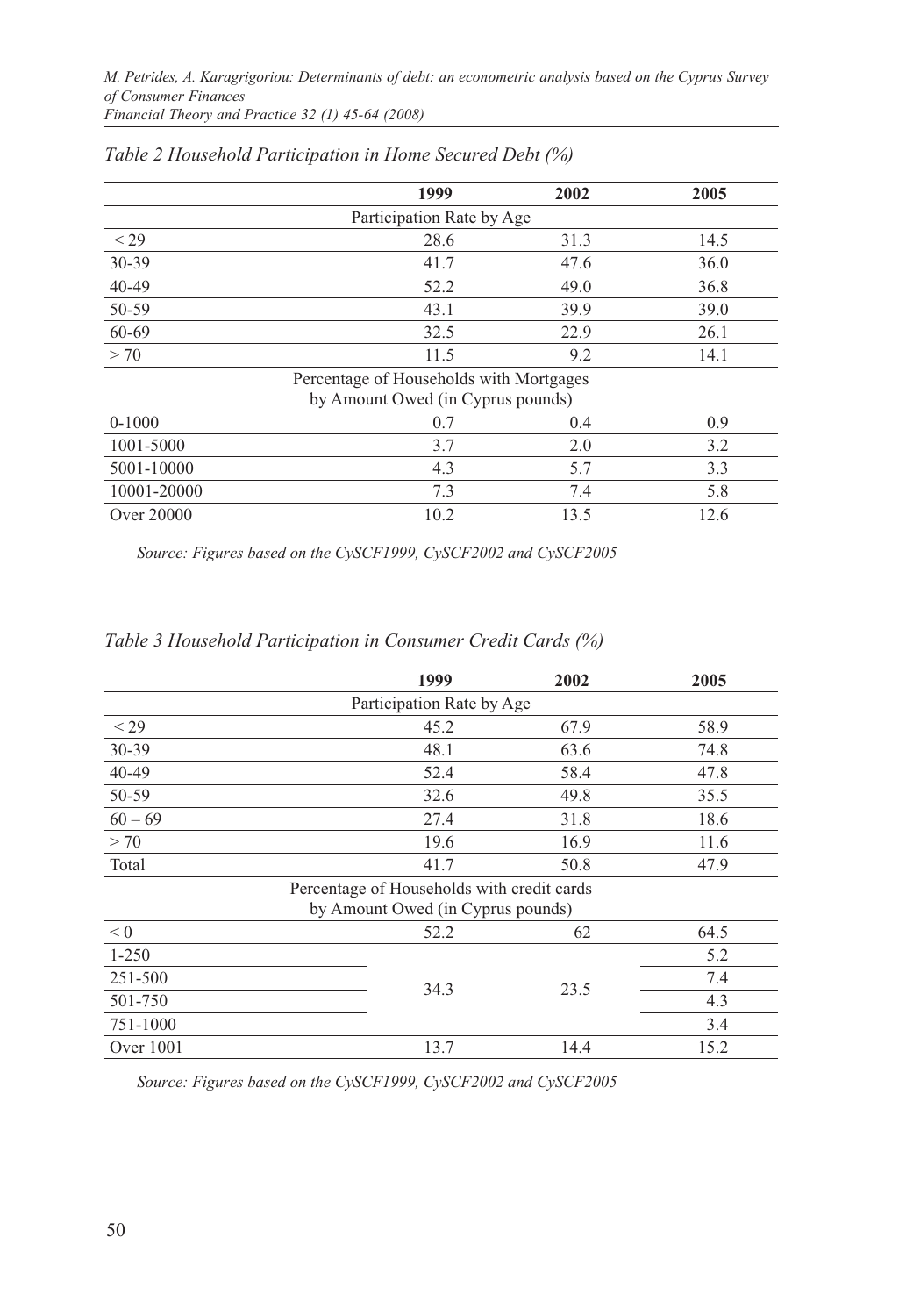*Table 2 Household Participation in Home Secured Debt (%)*

| | 1999 | 2002 | 2005 |
|---|---|---|---|
| | Participation Rate by Age | | |
| < 29 | 28.6 | 31.3 | 14.5 |
| 30-39 | 41.7 | 47.6 | 36.0 |
| 40-49 | 52.2 | 49.0 | 36.8 |
| 50-59 | 43.1 | 39.9 | 39.0 |
| 60-69 | 32.5 | 22.9 | 26.1 |
| > 70 | 11.5 | 9.2 | 14.1 |
| | Percentage of Households with Mortgages by Amount Owed (in Cyprus pounds) | | |
| 0-1000 | 0.7 | 0.4 | 0.9 |
| 1001-5000 | 3.7 | 2.0 | 3.2 |
| 5001-10000 | 4.3 | 5.7 | 3.3 |
| 10001-20000 | 7.3 | 7.4 | 5.8 |
| Over 20000 | 10.2 | 13.5 | 12.6 |

*Source: Figures based on the CySCF1999, CySCF2002 and CySCF2005*

*Table 3 Household Participation in Consumer Credit Cards (%)*

| | 1999 | 2002 | 2005 |
|---|---|---|---|
| | Participation Rate by Age | | |
| < 29 | 45.2 | 67.9 | 58.9 |
| 30-39 | 48.1 | 63.6 | 74.8 |
| 40-49 | 52.4 | 58.4 | 47.8 |
| 50-59 | 32.6 | 49.8 | 35.5 |
| 60 – 69 | 27.4 | 31.8 | 18.6 |
| > 70 | 19.6 | 16.9 | 11.6 |
| Total | 41.7 | 50.8 | 47.9 |
| | Percentage of Households with credit cards by Amount Owed (in Cyprus pounds) | | |
| < 0 | 52.2 | 62 | 64.5 |
| 1-250 | 34.3 | 23.5 | 5.2 |
| 251-500 | | | 7.4 |
| 501-750 | | | 4.3 |
| 751-1000 | | | 3.4 |
| Over 1001 | 13.7 | 14.4 | 15.2 |

*Source: Figures based on the CySCF1999, CySCF2002 and CySCF2005*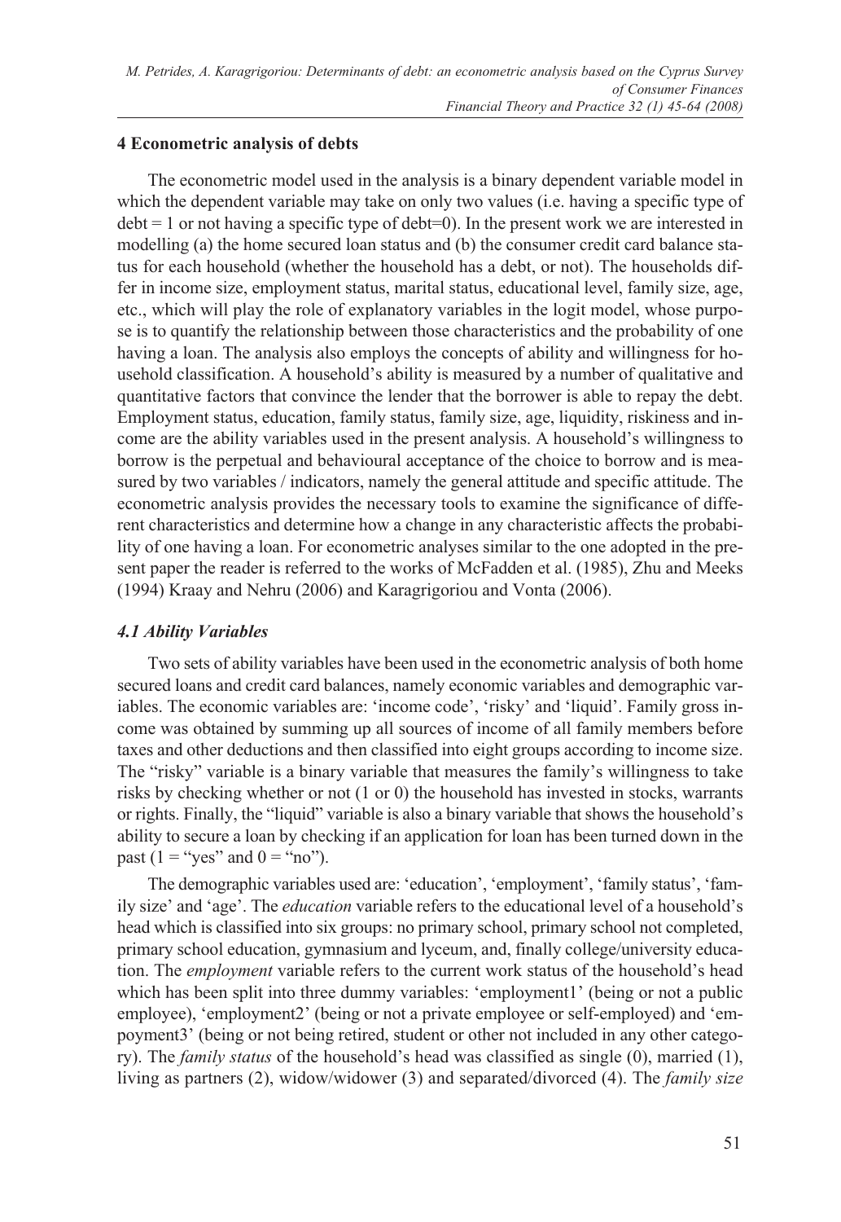## 4 Econometric analysis of debts

The econometric model used in the analysis is a binary dependent variable model in which the dependent variable may take on only two values (i.e. having a specific type of debt = 1 or not having a specific type of debt=0). In the present work we are interested in modelling (a) the home secured loan status and (b) the consumer credit card balance status for each household (whether the household has a debt, or not). The households differ in income size, employment status, marital status, educational level, family size, age, etc., which will play the role of explanatory variables in the logit model, whose purpose is to quantify the relationship between those characteristics and the probability of one having a loan. The analysis also employs the concepts of ability and willingness for household classification. A household's ability is measured by a number of qualitative and quantitative factors that convince the lender that the borrower is able to repay the debt. Employment status, education, family status, family size, age, liquidity, riskiness and income are the ability variables used in the present analysis. A household's willingness to borrow is the perpetual and behavioural acceptance of the choice to borrow and is measured by two variables / indicators, namely the general attitude and specific attitude. The econometric analysis provides the necessary tools to examine the significance of different characteristics and determine how a change in any characteristic affects the probability of one having a loan. For econometric analyses similar to the one adopted in the present paper the reader is referred to the works of McFadden et al. (1985), Zhu and Meeks (1994) Kraay and Nehru (2006) and Karagrigoriou and Vonta (2006).

### *4.1 Ability Variables*

Two sets of ability variables have been used in the econometric analysis of both home secured loans and credit card balances, namely economic variables and demographic variables. The economic variables are: 'income code', 'risky' and 'liquid'. Family gross income was obtained by summing up all sources of income of all family members before taxes and other deductions and then classified into eight groups according to income size. The "risky" variable is a binary variable that measures the family's willingness to take risks by checking whether or not (1 or 0) the household has invested in stocks, warrants or rights. Finally, the "liquid" variable is also a binary variable that shows the household's ability to secure a loan by checking if an application for loan has been turned down in the past (1 = "yes" and 0 = "no").

The demographic variables used are: 'education', 'employment', 'family status', 'family size' and 'age'. The *education* variable refers to the educational level of a household's head which is classified into six groups: no primary school, primary school not completed, primary school education, gymnasium and lyceum, and, finally college/university education. The *employment* variable refers to the current work status of the household's head which has been split into three dummy variables: 'employment1' (being or not a public employee), 'employment2' (being or not a private employee or self-employed) and 'empoyment3' (being or not being retired, student or other not included in any other category). The *family status* of the household's head was classified as single (0), married (1), living as partners (2), widow/widower (3) and separated/divorced (4). The *family size*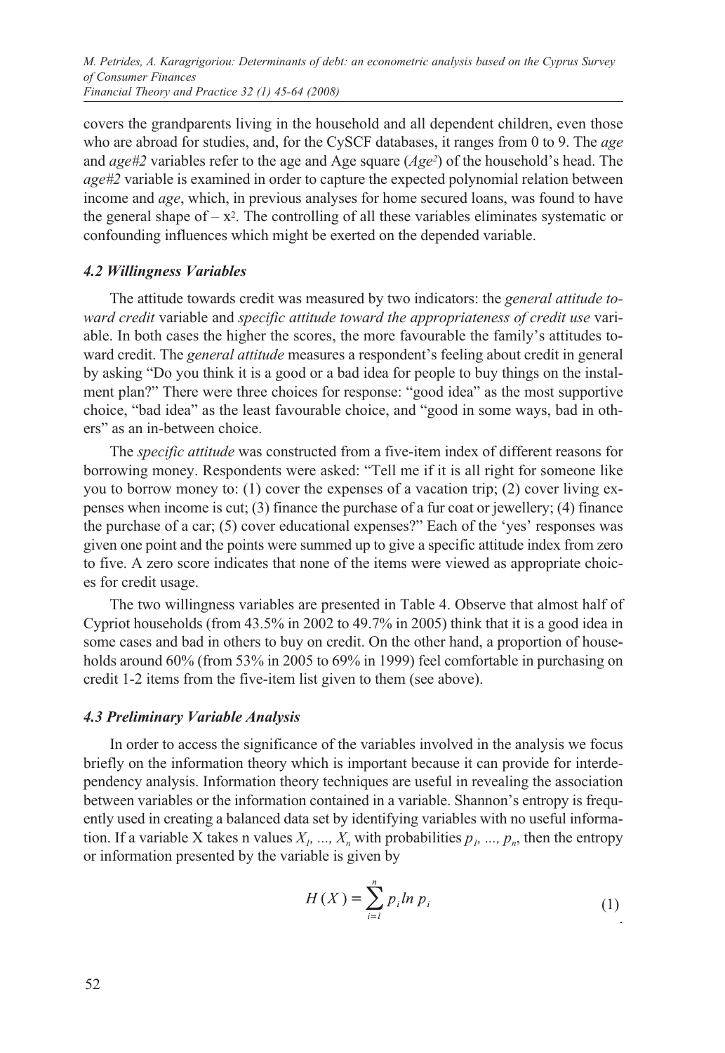covers the grandparents living in the household and all dependent children, even those who are abroad for studies, and, for the CySCF databases, it ranges from 0 to 9. The *age* and *age#2* variables refer to the age and Age square ($Age^2$) of the household's head. The *age#2* variable is examined in order to capture the expected polynomial relation between income and *age*, which, in previous analyses for home secured loans, was found to have the general shape of $-x^2$. The controlling of all these variables eliminates systematic or confounding influences which might be exerted on the depended variable.

### *4.2 Willingness Variables*

The attitude towards credit was measured by two indicators: the *general attitude toward credit* variable and *specific attitude toward the appropriateness of credit use* variable. In both cases the higher the scores, the more favourable the family's attitudes toward credit. The *general attitude* measures a respondent's feeling about credit in general by asking "Do you think it is a good or a bad idea for people to buy things on the instalment plan?" There were three choices for response: "good idea" as the most supportive choice, "bad idea" as the least favourable choice, and "good in some ways, bad in others" as an in-between choice.

The *specific attitude* was constructed from a five-item index of different reasons for borrowing money. Respondents were asked: "Tell me if it is all right for someone like you to borrow money to: (1) cover the expenses of a vacation trip; (2) cover living expenses when income is cut; (3) finance the purchase of a fur coat or jewellery; (4) finance the purchase of a car; (5) cover educational expenses?" Each of the 'yes' responses was given one point and the points were summed up to give a specific attitude index from zero to five. A zero score indicates that none of the items were viewed as appropriate choices for credit usage.

The two willingness variables are presented in Table 4. Observe that almost half of Cypriot households (from 43.5% in 2002 to 49.7% in 2005) think that it is a good idea in some cases and bad in others to buy on credit. On the other hand, a proportion of households around 60% (from 53% in 2005 to 69% in 1999) feel comfortable in purchasing on credit 1-2 items from the five-item list given to them (see above).

### *4.3 Preliminary Variable Analysis*

In order to access the significance of the variables involved in the analysis we focus briefly on the information theory which is important because it can provide for interdependency analysis. Information theory techniques are useful in revealing the association between variables or the information contained in a variable. Shannon's entropy is frequently used in creating a balanced data set by identifying variables with no useful information. If a variable X takes n values $X_1, ..., X_n$ with probabilities $p_1, ..., p_n$, then the entropy or information presented by the variable is given by

$$H(X) = \sum_{i=1}^{n} p_i \ln p_i \qquad (1)$$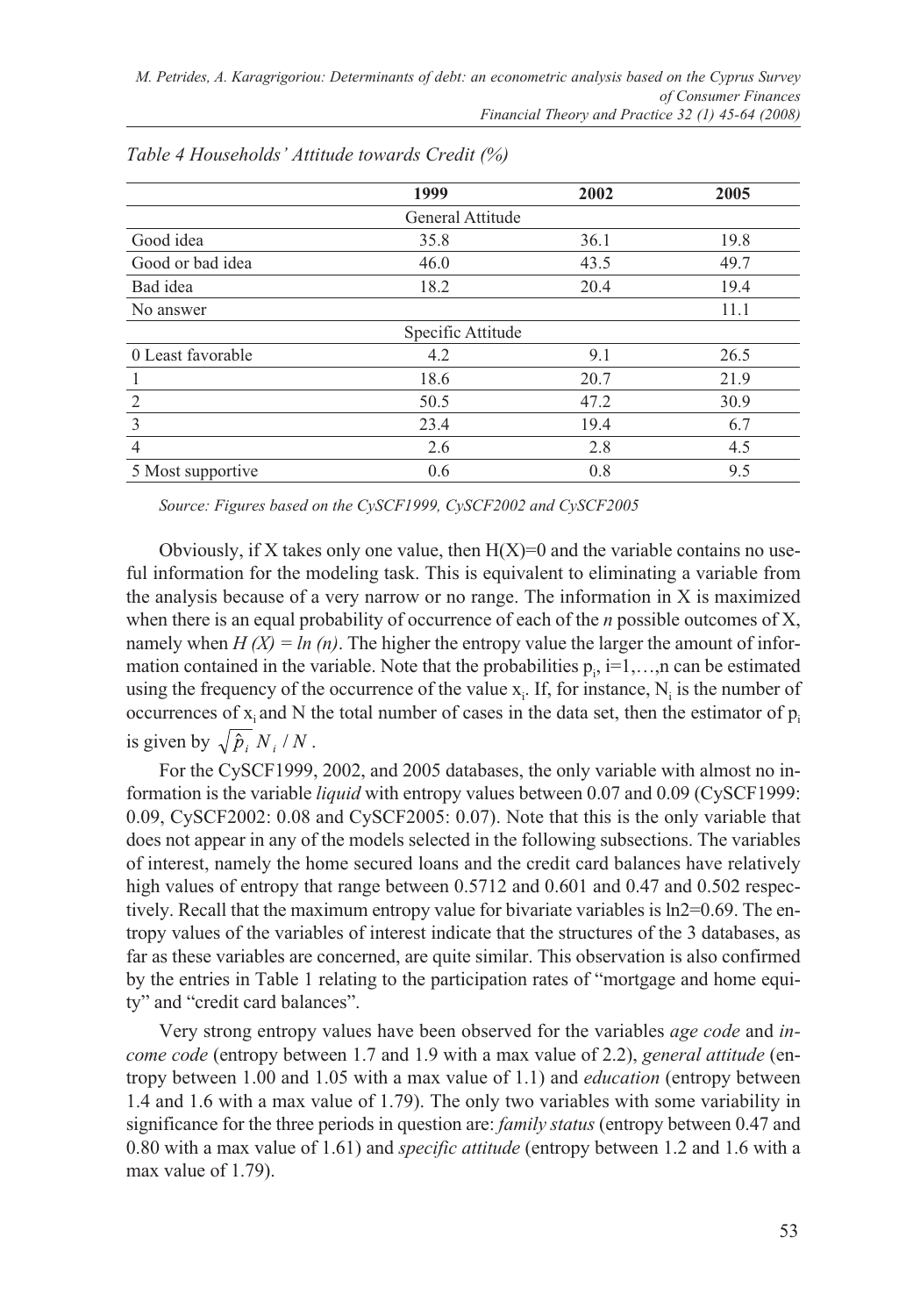*Table 4 Households' Attitude towards Credit (%)*

| | 1999 | 2002 | 2005 |
|---|---|---|---|
| | General Attitude | | |
| Good idea | 35.8 | 36.1 | 19.8 |
| Good or bad idea | 46.0 | 43.5 | 49.7 |
| Bad idea | 18.2 | 20.4 | 19.4 |
| No answer | | | 11.1 |
| | Specific Attitude | | |
| 0 Least favorable | 4.2 | 9.1 | 26.5 |
| 1 | 18.6 | 20.7 | 21.9 |
| 2 | 50.5 | 47.2 | 30.9 |
| 3 | 23.4 | 19.4 | 6.7 |
| 4 | 2.6 | 2.8 | 4.5 |
| 5 Most supportive | 0.6 | 0.8 | 9.5 |

*Source: Figures based on the CySCF1999, CySCF2002 and CySCF2005*

Obviously, if X takes only one value, then H(X)=0 and the variable contains no useful information for the modeling task. This is equivalent to eliminating a variable from the analysis because of a very narrow or no range. The information in X is maximized when there is an equal probability of occurrence of each of the *n* possible outcomes of X, namely when $H(X) = ln(n)$. The higher the entropy value the larger the amount of information contained in the variable. Note that the probabilities $p_i$, i=1,…,n can be estimated using the frequency of the occurrence of the value $x_i$. If, for instance, $N_i$ is the number of occurrences of $x_i$ and N the total number of cases in the data set, then the estimator of $p_i$ is given by $\sqrt{\hat{p}_i}\, N_i / N$.

For the CySCF1999, 2002, and 2005 databases, the only variable with almost no information is the variable *liquid* with entropy values between 0.07 and 0.09 (CySCF1999: 0.09, CySCF2002: 0.08 and CySCF2005: 0.07). Note that this is the only variable that does not appear in any of the models selected in the following subsections. The variables of interest, namely the home secured loans and the credit card balances have relatively high values of entropy that range between 0.5712 and 0.601 and 0.47 and 0.502 respectively. Recall that the maximum entropy value for bivariate variables is ln2=0.69. The entropy values of the variables of interest indicate that the structures of the 3 databases, as far as these variables are concerned, are quite similar. This observation is also confirmed by the entries in Table 1 relating to the participation rates of "mortgage and home equity" and "credit card balances".

Very strong entropy values have been observed for the variables *age code* and *income code* (entropy between 1.7 and 1.9 with a max value of 2.2), *general attitude* (entropy between 1.00 and 1.05 with a max value of 1.1) and *education* (entropy between 1.4 and 1.6 with a max value of 1.79). The only two variables with some variability in significance for the three periods in question are: *family status* (entropy between 0.47 and 0.80 with a max value of 1.61) and *specific attitude* (entropy between 1.2 and 1.6 with a max value of 1.79).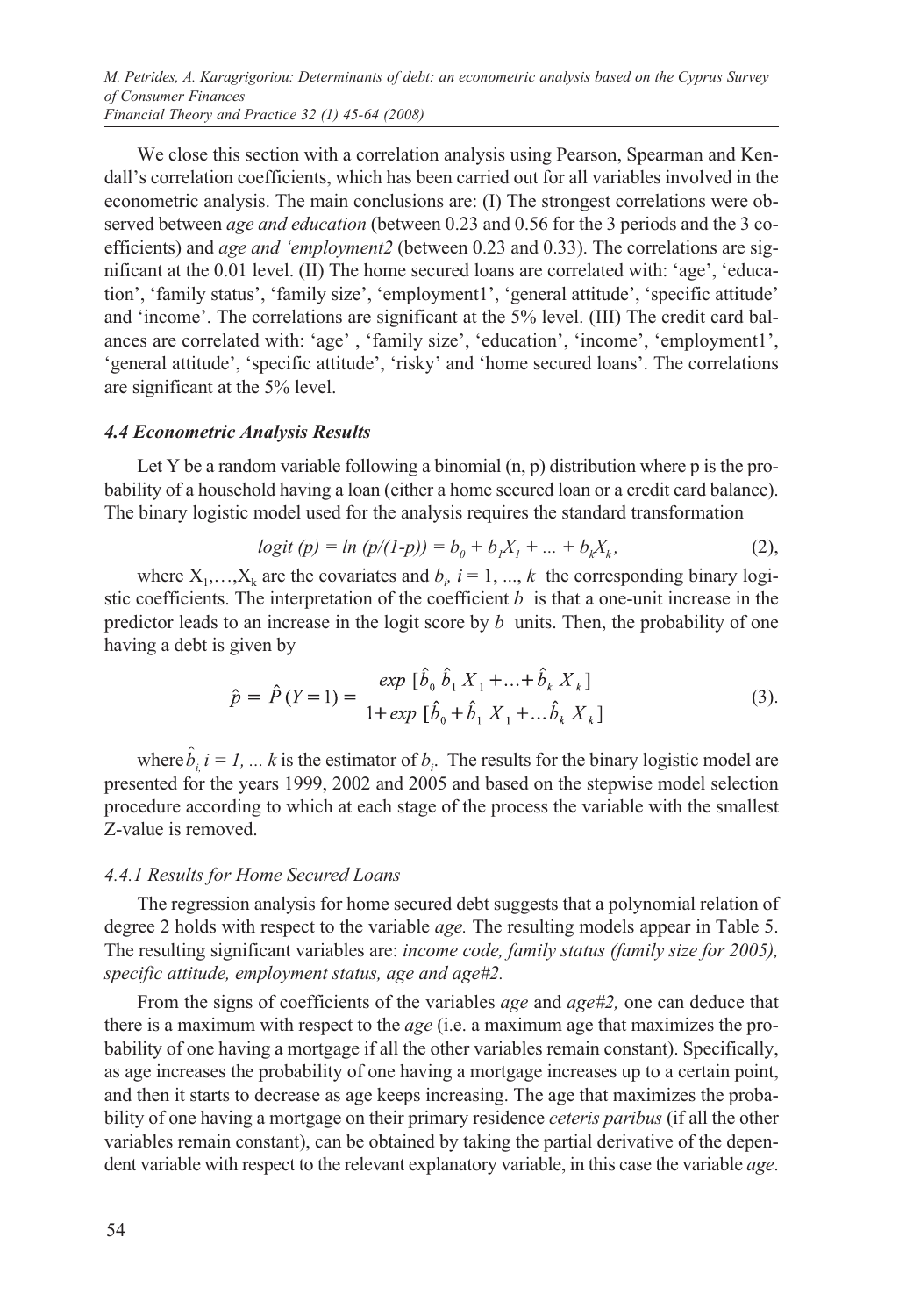We close this section with a correlation analysis using Pearson, Spearman and Kendall's correlation coefficients, which has been carried out for all variables involved in the econometric analysis. The main conclusions are: (I) The strongest correlations were observed between *age and education* (between 0.23 and 0.56 for the 3 periods and the 3 coefficients) and *age and 'employment2* (between 0.23 and 0.33). The correlations are significant at the 0.01 level. (II) The home secured loans are correlated with: 'age', 'education', 'family status', 'family size', 'employment1', 'general attitude', 'specific attitude' and 'income'. The correlations are significant at the 5% level. (III) The credit card balances are correlated with: 'age' , 'family size', 'education', 'income', 'employment1', 'general attitude', 'specific attitude', 'risky' and 'home secured loans'. The correlations are significant at the 5% level.

### *4.4 Econometric Analysis Results*

Let Y be a random variable following a binomial (n, p) distribution where p is the probability of a household having a loan (either a home secured loan or a credit card balance). The binary logistic model used for the analysis requires the standard transformation

$$logit\ (p) = ln\ (p/(1\text{-}p)) = b_0 + b_1 X_1 + \ldots + b_k X_k, \qquad (2),$$

where $X_1, \ldots, X_k$ are the covariates and $b_i$, $i = 1, \ldots, k$ the corresponding binary logistic coefficients. The interpretation of the coefficient $b$ is that a one-unit increase in the predictor leads to an increase in the logit score by $b$ units. Then, the probability of one having a debt is given by

$$\hat{p} = \hat{P}(Y=1) = \frac{exp\ [\hat{b}_0\ \hat{b}_1\ X_1 + \ldots + \hat{b}_k\ X_k]}{1 + exp\ [\hat{b}_0 + \hat{b}_1\ X_1 + \ldots \hat{b}_k\ X_k]} \qquad (3).$$

where $\hat{b}_i$, $i = 1, \ldots k$ is the estimator of $b_i$. The results for the binary logistic model are presented for the years 1999, 2002 and 2005 and based on the stepwise model selection procedure according to which at each stage of the process the variable with the smallest Z-value is removed.

#### *4.4.1 Results for Home Secured Loans*

The regression analysis for home secured debt suggests that a polynomial relation of degree 2 holds with respect to the variable *age.* The resulting models appear in Table 5. The resulting significant variables are: *income code, family status (family size for 2005), specific attitude, employment status, age and age#2.*

From the signs of coefficients of the variables *age* and *age#2,* one can deduce that there is a maximum with respect to the *age* (i.e. a maximum age that maximizes the probability of one having a mortgage if all the other variables remain constant). Specifically, as age increases the probability of one having a mortgage increases up to a certain point, and then it starts to decrease as age keeps increasing. The age that maximizes the probability of one having a mortgage on their primary residence *ceteris paribus* (if all the other variables remain constant), can be obtained by taking the partial derivative of the dependent variable with respect to the relevant explanatory variable, in this case the variable *age*.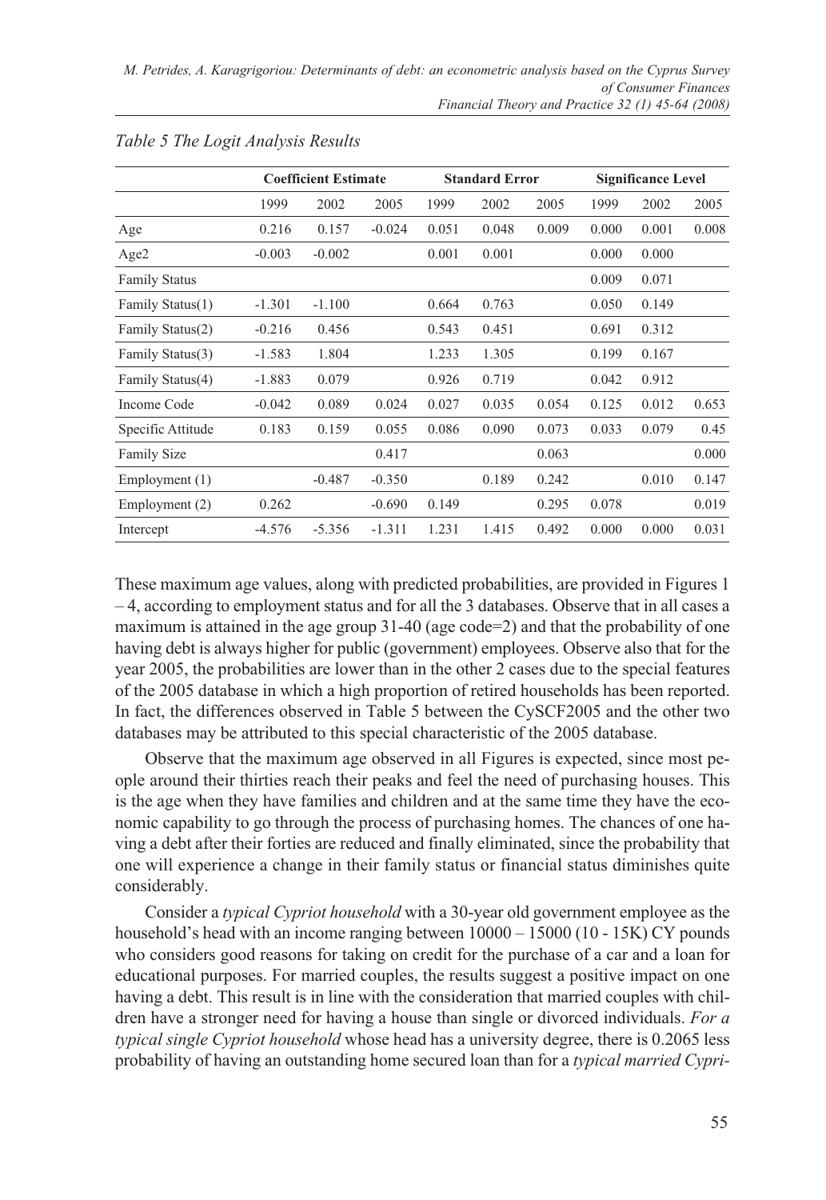*Table 5 The Logit Analysis Results*

| | Coefficient Estimate | | | Standard Error | | | Significance Level | | |
|---|---|---|---|---|---|---|---|---|---|
| | 1999 | 2002 | 2005 | 1999 | 2002 | 2005 | 1999 | 2002 | 2005 |
| Age | 0.216 | 0.157 | -0.024 | 0.051 | 0.048 | 0.009 | 0.000 | 0.001 | 0.008 |
| Age2 | -0.003 | -0.002 | | 0.001 | 0.001 | | 0.000 | 0.000 | |
| Family Status | | | | | | | 0.009 | 0.071 | |
| Family Status(1) | -1.301 | -1.100 | | 0.664 | 0.763 | | 0.050 | 0.149 | |
| Family Status(2) | -0.216 | 0.456 | | 0.543 | 0.451 | | 0.691 | 0.312 | |
| Family Status(3) | -1.583 | 1.804 | | 1.233 | 1.305 | | 0.199 | 0.167 | |
| Family Status(4) | -1.883 | 0.079 | | 0.926 | 0.719 | | 0.042 | 0.912 | |
| Income Code | -0.042 | 0.089 | 0.024 | 0.027 | 0.035 | 0.054 | 0.125 | 0.012 | 0.653 |
| Specific Attitude | 0.183 | 0.159 | 0.055 | 0.086 | 0.090 | 0.073 | 0.033 | 0.079 | 0.45 |
| Family Size | | | 0.417 | | | 0.063 | | | 0.000 |
| Employment (1) | | -0.487 | -0.350 | | 0.189 | 0.242 | | 0.010 | 0.147 |
| Employment (2) | 0.262 | | -0.690 | 0.149 | | 0.295 | 0.078 | | 0.019 |
| Intercept | -4.576 | -5.356 | -1.311 | 1.231 | 1.415 | 0.492 | 0.000 | 0.000 | 0.031 |

These maximum age values, along with predicted probabilities, are provided in Figures 1 – 4, according to employment status and for all the 3 databases. Observe that in all cases a maximum is attained in the age group 31-40 (age code=2) and that the probability of one having debt is always higher for public (government) employees. Observe also that for the year 2005, the probabilities are lower than in the other 2 cases due to the special features of the 2005 database in which a high proportion of retired households has been reported. In fact, the differences observed in Table 5 between the CySCF2005 and the other two databases may be attributed to this special characteristic of the 2005 database.

Observe that the maximum age observed in all Figures is expected, since most people around their thirties reach their peaks and feel the need of purchasing houses. This is the age when they have families and children and at the same time they have the economic capability to go through the process of purchasing homes. The chances of one having a debt after their forties are reduced and finally eliminated, since the probability that one will experience a change in their family status or financial status diminishes quite considerably.

Consider a *typical Cypriot household* with a 30-year old government employee as the household's head with an income ranging between 10000 – 15000 (10 - 15K) CY pounds who considers good reasons for taking on credit for the purchase of a car and a loan for educational purposes. For married couples, the results suggest a positive impact on one having a debt. This result is in line with the consideration that married couples with children have a stronger need for having a house than single or divorced individuals. *For a typical single Cypriot household* whose head has a university degree, there is 0.2065 less probability of having an outstanding home secured loan than for a *typical married Cypri-*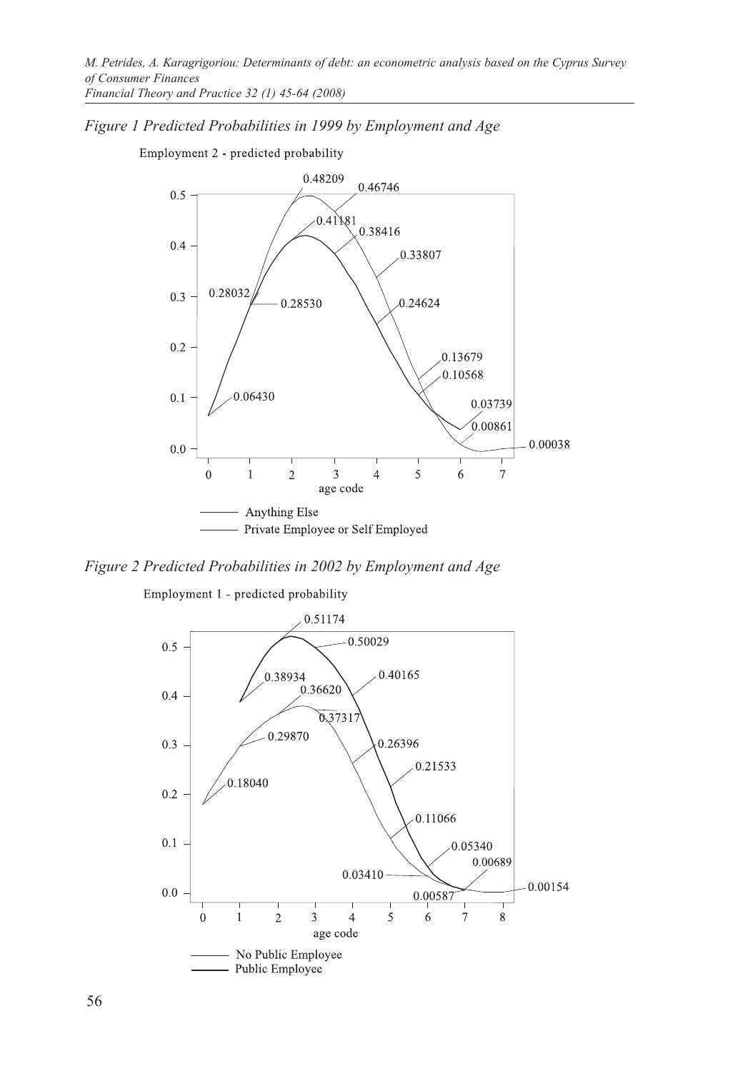*Figure 1 Predicted Probabilities in 1999 by Employment and Age*

Employment 2 - predicted probability

0.48209
0.46746
0.41181
0.38416
0.33807
0.28032
0.28530
0.24624
0.13679
0.10568
0.06430
0.03739
0.00861
0.00038

age code

Anything Else
Private Employee or Self Employed

*Figure 2 Predicted Probabilities in 2002 by Employment and Age*

Employment 1 - predicted probability

0.51174
0.50029
0.38934
0.40165
0.36620
0.37317
0.29870
0.26396
0.21533
0.18040
0.11066
0.05340
0.00689
0.03410
0.00154
0.00587

age code

No Public Employee
Public Employee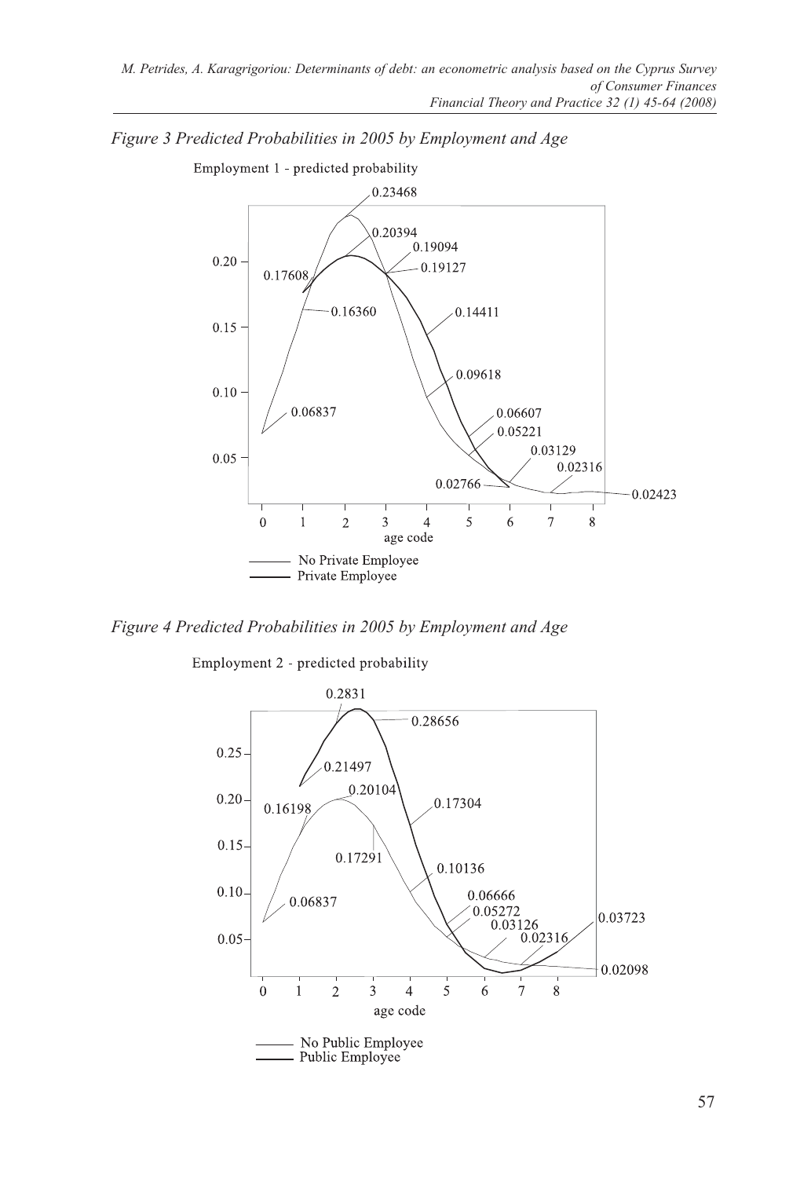*Figure 3 Predicted Probabilities in 2005 by Employment and Age*

Employment 1 - predicted probability

0.23468

0.20394

0.19094

0.20

0.17608

0.19127

0.16360

0.14411

0.15

0.09618

0.10

0.06837

0.06607

0.05221

0.03129

0.05

0.02316

0.02766

0.02423

0 1 2 3 4 5 6 7 8

age code

No Private Employee

Private Employee

*Figure 4 Predicted Probabilities in 2005 by Employment and Age*

Employment 2 - predicted probability

0.2831

0.28656

0.25

0.21497

0.20104

0.20

0.16198

0.17304

0.15

0.17291

0.10136

0.10

0.06666

0.06837

0.05272

0.03723

0.03126

0.02316

0.05

0.02098

0 1 2 3 4 5 6 7 8

age code

No Public Employee

Public Employee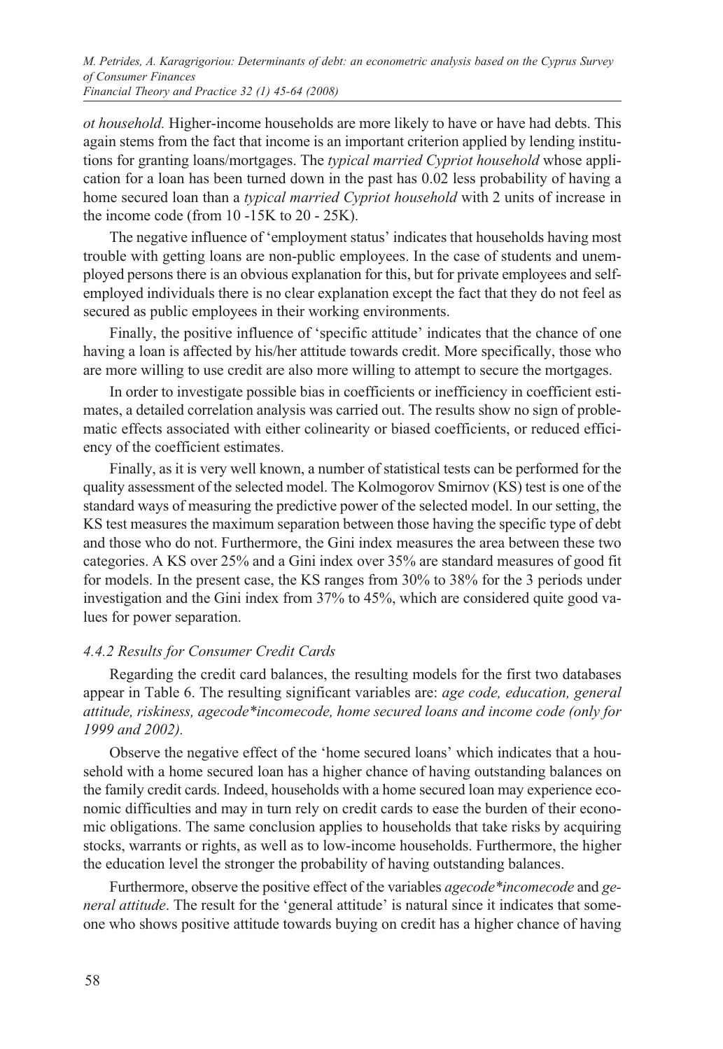*ot household.* Higher-income households are more likely to have or have had debts. This again stems from the fact that income is an important criterion applied by lending institutions for granting loans/mortgages. The *typical married Cypriot household* whose application for a loan has been turned down in the past has 0.02 less probability of having a home secured loan than a *typical married Cypriot household* with 2 units of increase in the income code (from 10 -15K to 20 - 25K).

The negative influence of 'employment status' indicates that households having most trouble with getting loans are non-public employees. In the case of students and unemployed persons there is an obvious explanation for this, but for private employees and self-employed individuals there is no clear explanation except the fact that they do not feel as secured as public employees in their working environments.

Finally, the positive influence of 'specific attitude' indicates that the chance of one having a loan is affected by his/her attitude towards credit. More specifically, those who are more willing to use credit are also more willing to attempt to secure the mortgages.

In order to investigate possible bias in coefficients or inefficiency in coefficient estimates, a detailed correlation analysis was carried out. The results show no sign of problematic effects associated with either colinearity or biased coefficients, or reduced efficiency of the coefficient estimates.

Finally, as it is very well known, a number of statistical tests can be performed for the quality assessment of the selected model. The Kolmogorov Smirnov (KS) test is one of the standard ways of measuring the predictive power of the selected model. In our setting, the KS test measures the maximum separation between those having the specific type of debt and those who do not. Furthermore, the Gini index measures the area between these two categories. A KS over 25% and a Gini index over 35% are standard measures of good fit for models. In the present case, the KS ranges from 30% to 38% for the 3 periods under investigation and the Gini index from 37% to 45%, which are considered quite good values for power separation.

#### *4.4.2 Results for Consumer Credit Cards*

Regarding the credit card balances, the resulting models for the first two databases appear in Table 6. The resulting significant variables are: *age code, education, general attitude, riskiness, agecode*incomecode, home secured loans and income code (only for 1999 and 2002).*

Observe the negative effect of the 'home secured loans' which indicates that a household with a home secured loan has a higher chance of having outstanding balances on the family credit cards. Indeed, households with a home secured loan may experience economic difficulties and may in turn rely on credit cards to ease the burden of their economic obligations. The same conclusion applies to households that take risks by acquiring stocks, warrants or rights, as well as to low-income households. Furthermore, the higher the education level the stronger the probability of having outstanding balances.

Furthermore, observe the positive effect of the variables *agecode*incomecode* and *general attitude*. The result for the 'general attitude' is natural since it indicates that someone who shows positive attitude towards buying on credit has a higher chance of having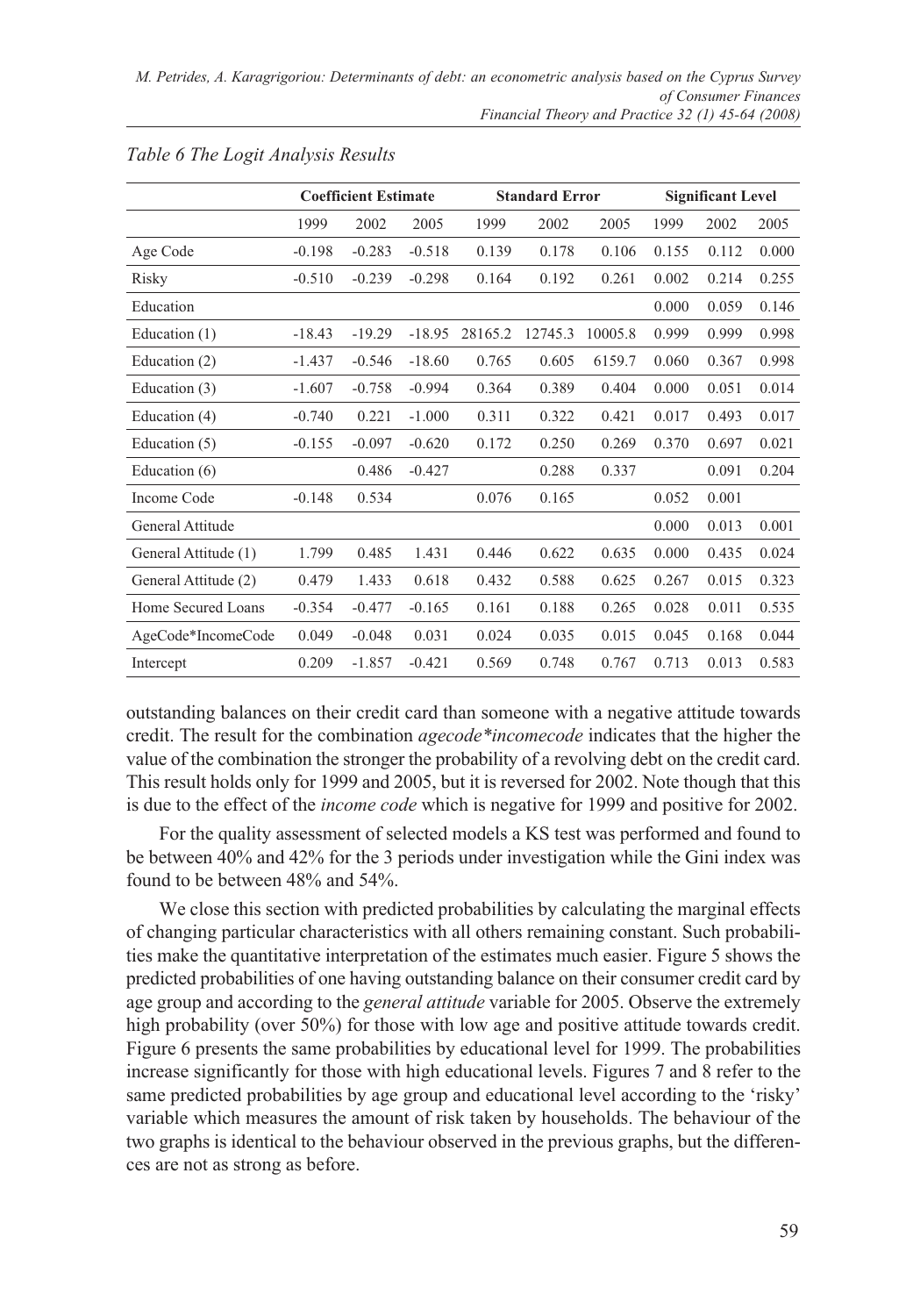*Table 6 The Logit Analysis Results*

| | Coefficient Estimate | | | Standard Error | | | Significant Level | | |
|---|---|---|---|---|---|---|---|---|---|
| | 1999 | 2002 | 2005 | 1999 | 2002 | 2005 | 1999 | 2002 | 2005 |
| Age Code | -0.198 | -0.283 | -0.518 | 0.139 | 0.178 | 0.106 | 0.155 | 0.112 | 0.000 |
| Risky | -0.510 | -0.239 | -0.298 | 0.164 | 0.192 | 0.261 | 0.002 | 0.214 | 0.255 |
| Education | | | | | | | 0.000 | 0.059 | 0.146 |
| Education (1) | -18.43 | -19.29 | -18.95 | 28165.2 | 12745.3 | 10005.8 | 0.999 | 0.999 | 0.998 |
| Education (2) | -1.437 | -0.546 | -18.60 | 0.765 | 0.605 | 6159.7 | 0.060 | 0.367 | 0.998 |
| Education (3) | -1.607 | -0.758 | -0.994 | 0.364 | 0.389 | 0.404 | 0.000 | 0.051 | 0.014 |
| Education (4) | -0.740 | 0.221 | -1.000 | 0.311 | 0.322 | 0.421 | 0.017 | 0.493 | 0.017 |
| Education (5) | -0.155 | -0.097 | -0.620 | 0.172 | 0.250 | 0.269 | 0.370 | 0.697 | 0.021 |
| Education (6) | | 0.486 | -0.427 | | 0.288 | 0.337 | | 0.091 | 0.204 |
| Income Code | -0.148 | 0.534 | | 0.076 | 0.165 | | 0.052 | 0.001 | |
| General Attitude | | | | | | | 0.000 | 0.013 | 0.001 |
| General Attitude (1) | 1.799 | 0.485 | 1.431 | 0.446 | 0.622 | 0.635 | 0.000 | 0.435 | 0.024 |
| General Attitude (2) | 0.479 | 1.433 | 0.618 | 0.432 | 0.588 | 0.625 | 0.267 | 0.015 | 0.323 |
| Home Secured Loans | -0.354 | -0.477 | -0.165 | 0.161 | 0.188 | 0.265 | 0.028 | 0.011 | 0.535 |
| AgeCode*IncomeCode | 0.049 | -0.048 | 0.031 | 0.024 | 0.035 | 0.015 | 0.045 | 0.168 | 0.044 |
| Intercept | 0.209 | -1.857 | -0.421 | 0.569 | 0.748 | 0.767 | 0.713 | 0.013 | 0.583 |

outstanding balances on their credit card than someone with a negative attitude towards credit. The result for the combination *agecode*incomecode* indicates that the higher the value of the combination the stronger the probability of a revolving debt on the credit card. This result holds only for 1999 and 2005, but it is reversed for 2002. Note though that this is due to the effect of the *income code* which is negative for 1999 and positive for 2002.

For the quality assessment of selected models a KS test was performed and found to be between 40% and 42% for the 3 periods under investigation while the Gini index was found to be between 48% and 54%.

We close this section with predicted probabilities by calculating the marginal effects of changing particular characteristics with all others remaining constant. Such probabilities make the quantitative interpretation of the estimates much easier. Figure 5 shows the predicted probabilities of one having outstanding balance on their consumer credit card by age group and according to the *general attitude* variable for 2005. Observe the extremely high probability (over 50%) for those with low age and positive attitude towards credit. Figure 6 presents the same probabilities by educational level for 1999. The probabilities increase significantly for those with high educational levels. Figures 7 and 8 refer to the same predicted probabilities by age group and educational level according to the 'risky' variable which measures the amount of risk taken by households. The behaviour of the two graphs is identical to the behaviour observed in the previous graphs, but the differences are not as strong as before.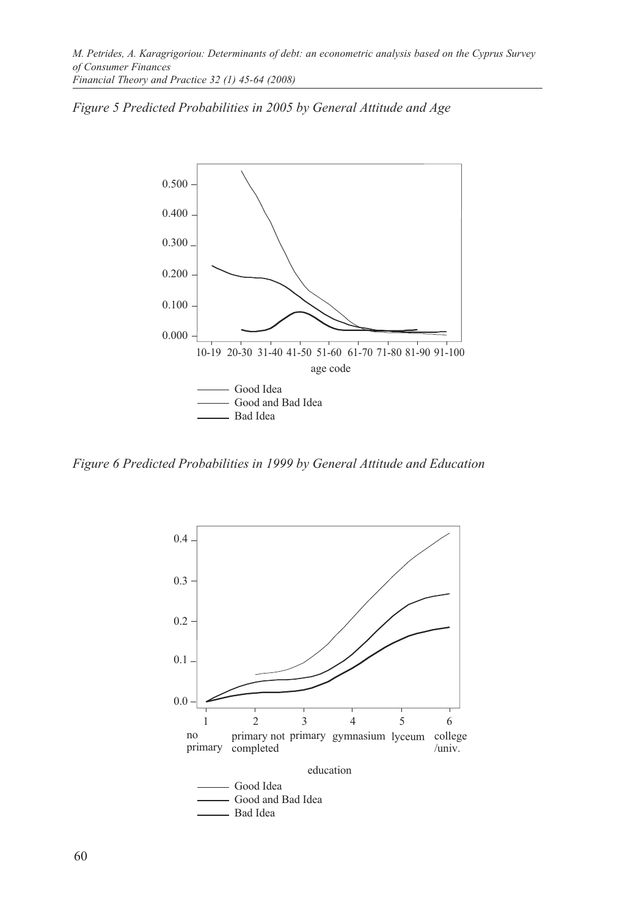*Figure 5 Predicted Probabilities in 2005 by General Attitude and Age*

age code: 10-19, 20-30, 31-40, 41-50, 51-60, 61-70, 71-80, 81-90, 91-100

Good Idea
Good and Bad Idea
Bad Idea

*Figure 6 Predicted Probabilities in 1999 by General Attitude and Education*

education: 1 no primary, 2 primary not completed, 3 primary, 4 gymnasium, 5 lyceum, 6 college /univ.

Good Idea
Good and Bad Idea
Bad Idea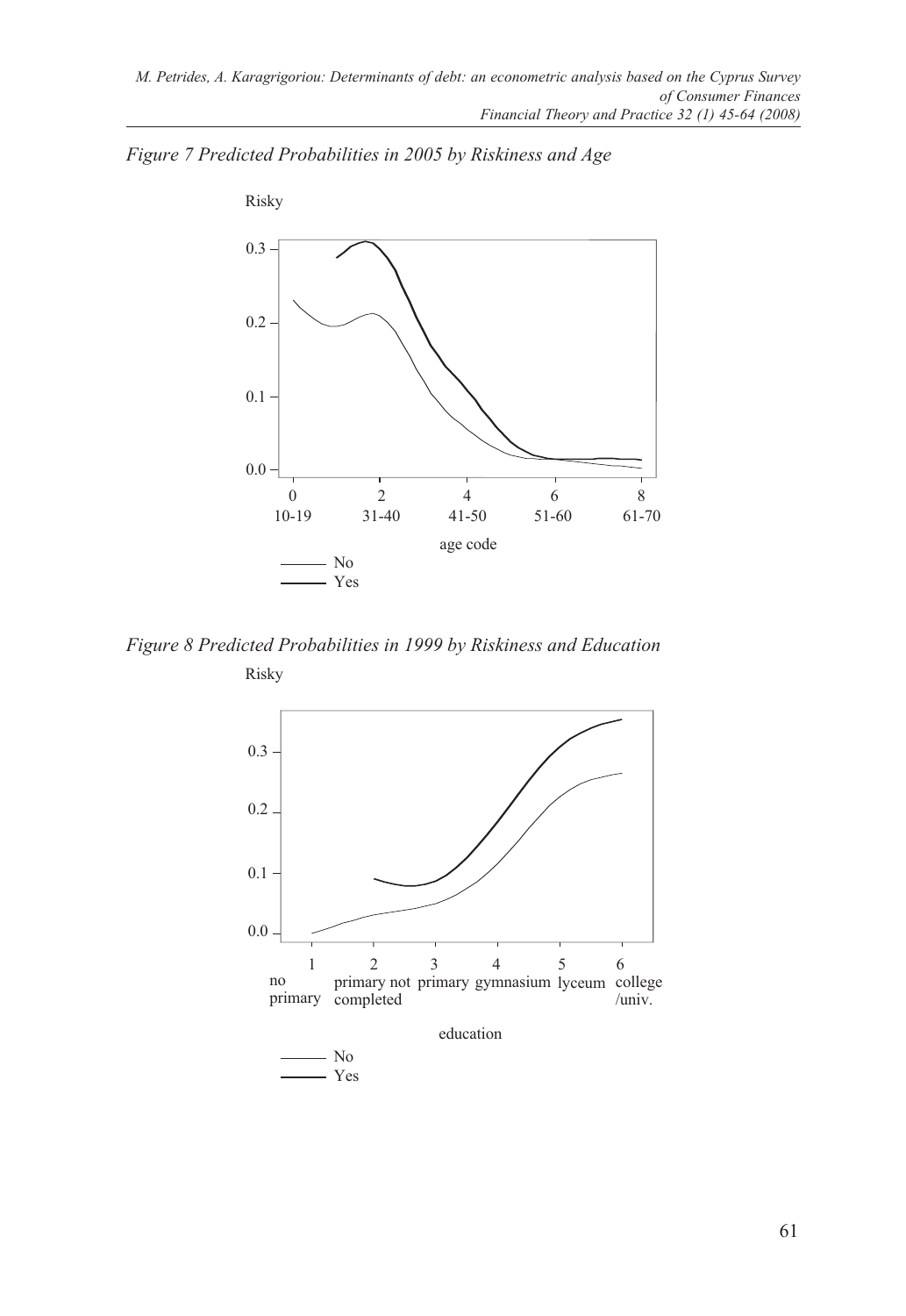*Figure 7 Predicted Probabilities in 2005 by Riskiness and Age*

*Figure 8 Predicted Probabilities in 1999 by Riskiness and Education*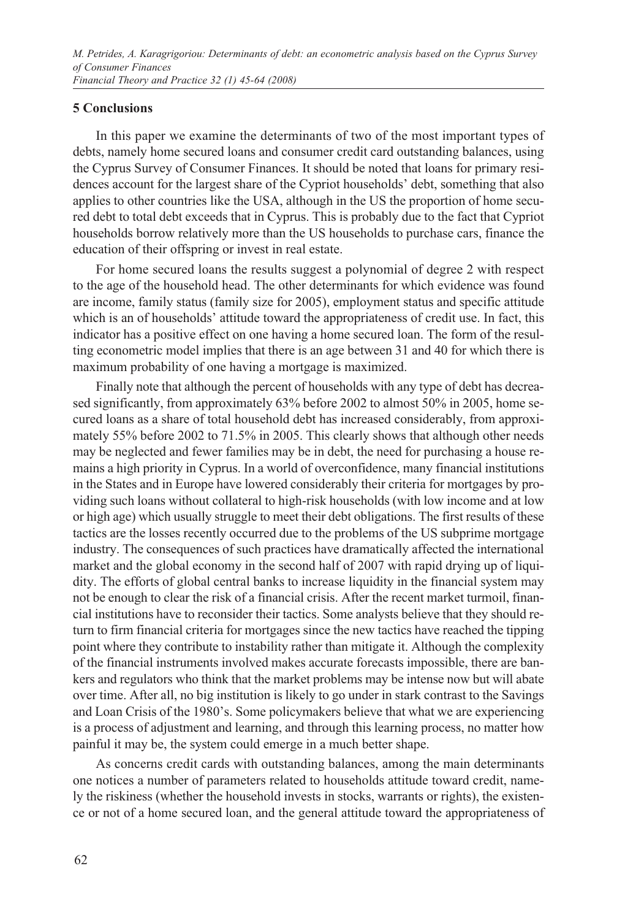## 5 Conclusions

In this paper we examine the determinants of two of the most important types of debts, namely home secured loans and consumer credit card outstanding balances, using the Cyprus Survey of Consumer Finances. It should be noted that loans for primary residences account for the largest share of the Cypriot households' debt, something that also applies to other countries like the USA, although in the US the proportion of home secured debt to total debt exceeds that in Cyprus. This is probably due to the fact that Cypriot households borrow relatively more than the US households to purchase cars, finance the education of their offspring or invest in real estate.

For home secured loans the results suggest a polynomial of degree 2 with respect to the age of the household head. The other determinants for which evidence was found are income, family status (family size for 2005), employment status and specific attitude which is an of households' attitude toward the appropriateness of credit use. In fact, this indicator has a positive effect on one having a home secured loan. The form of the resulting econometric model implies that there is an age between 31 and 40 for which there is maximum probability of one having a mortgage is maximized.

Finally note that although the percent of households with any type of debt has decreased significantly, from approximately 63% before 2002 to almost 50% in 2005, home secured loans as a share of total household debt has increased considerably, from approximately 55% before 2002 to 71.5% in 2005. This clearly shows that although other needs may be neglected and fewer families may be in debt, the need for purchasing a house remains a high priority in Cyprus. In a world of overconfidence, many financial institutions in the States and in Europe have lowered considerably their criteria for mortgages by providing such loans without collateral to high-risk households (with low income and at low or high age) which usually struggle to meet their debt obligations. The first results of these tactics are the losses recently occurred due to the problems of the US subprime mortgage industry. The consequences of such practices have dramatically affected the international market and the global economy in the second half of 2007 with rapid drying up of liquidity. The efforts of global central banks to increase liquidity in the financial system may not be enough to clear the risk of a financial crisis. After the recent market turmoil, financial institutions have to reconsider their tactics. Some analysts believe that they should return to firm financial criteria for mortgages since the new tactics have reached the tipping point where they contribute to instability rather than mitigate it. Although the complexity of the financial instruments involved makes accurate forecasts impossible, there are bankers and regulators who think that the market problems may be intense now but will abate over time. After all, no big institution is likely to go under in stark contrast to the Savings and Loan Crisis of the 1980's. Some policymakers believe that what we are experiencing is a process of adjustment and learning, and through this learning process, no matter how painful it may be, the system could emerge in a much better shape.

As concerns credit cards with outstanding balances, among the main determinants one notices a number of parameters related to households attitude toward credit, namely the riskiness (whether the household invests in stocks, warrants or rights), the existence or not of a home secured loan, and the general attitude toward the appropriateness of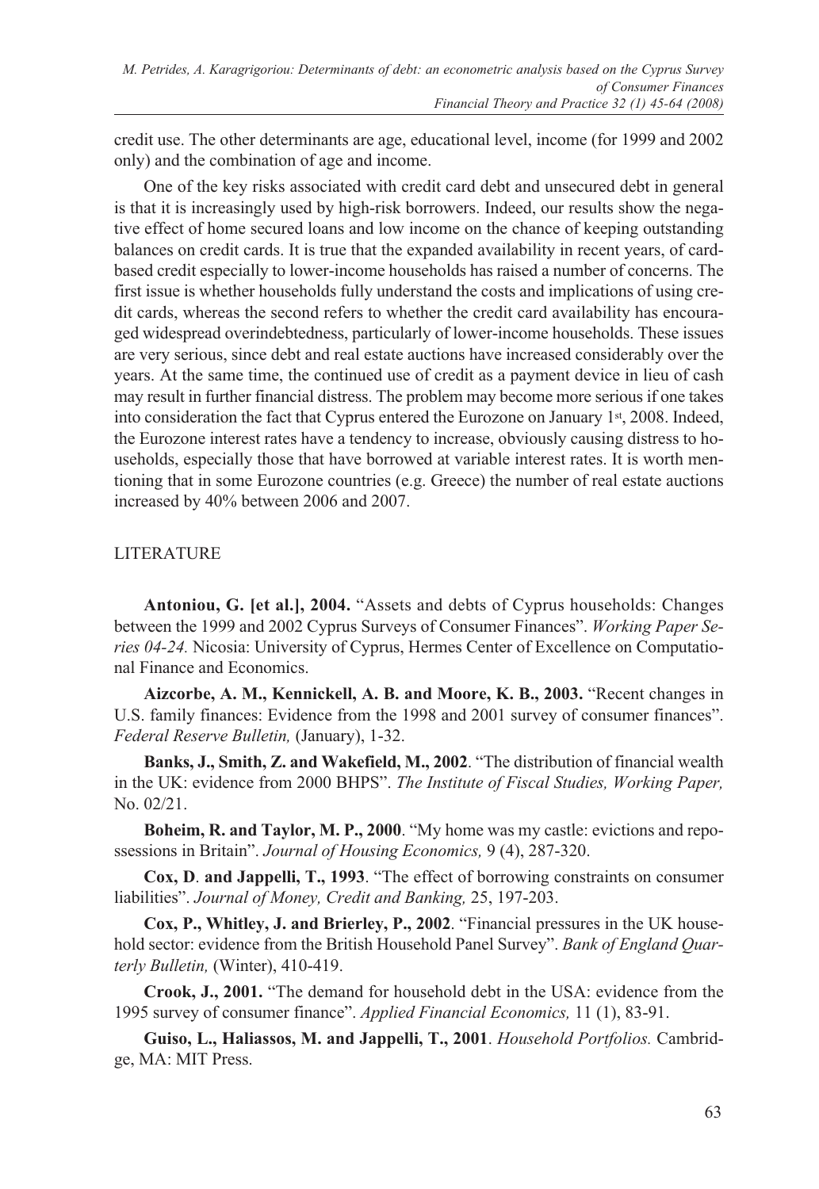credit use. The other determinants are age, educational level, income (for 1999 and 2002 only) and the combination of age and income.

One of the key risks associated with credit card debt and unsecured debt in general is that it is increasingly used by high-risk borrowers. Indeed, our results show the negative effect of home secured loans and low income on the chance of keeping outstanding balances on credit cards. It is true that the expanded availability in recent years, of card-based credit especially to lower-income households has raised a number of concerns. The first issue is whether households fully understand the costs and implications of using credit cards, whereas the second refers to whether the credit card availability has encouraged widespread overindebtedness, particularly of lower-income households. These issues are very serious, since debt and real estate auctions have increased considerably over the years. At the same time, the continued use of credit as a payment device in lieu of cash may result in further financial distress. The problem may become more serious if one takes into consideration the fact that Cyprus entered the Eurozone on January 1st, 2008. Indeed, the Eurozone interest rates have a tendency to increase, obviously causing distress to households, especially those that have borrowed at variable interest rates. It is worth mentioning that in some Eurozone countries (e.g. Greece) the number of real estate auctions increased by 40% between 2006 and 2007.

## LITERATURE

**Antoniou, G. [et al.], 2004.** "Assets and debts of Cyprus households: Changes between the 1999 and 2002 Cyprus Surveys of Consumer Finances". *Working Paper Series 04-24.* Nicosia: University of Cyprus, Hermes Center of Excellence on Computational Finance and Economics.

**Aizcorbe, A. M., Kennickell, A. B. and Moore, K. B., 2003.** "Recent changes in U.S. family finances: Evidence from the 1998 and 2001 survey of consumer finances". *Federal Reserve Bulletin,* (January), 1-32.

**Banks, J., Smith, Z. and Wakefield, M., 2002**. "The distribution of financial wealth in the UK: evidence from 2000 BHPS". *The Institute of Fiscal Studies, Working Paper,* No. 02/21.

**Boheim, R. and Taylor, M. P., 2000**. "My home was my castle: evictions and repossessions in Britain". *Journal of Housing Economics,* 9 (4), 287-320.

**Cox, D. and Jappelli, T., 1993**. "The effect of borrowing constraints on consumer liabilities". *Journal of Money, Credit and Banking,* 25, 197-203.

**Cox, P., Whitley, J. and Brierley, P., 2002**. "Financial pressures in the UK household sector: evidence from the British Household Panel Survey". *Bank of England Quarterly Bulletin,* (Winter), 410-419.

**Crook, J., 2001.** "The demand for household debt in the USA: evidence from the 1995 survey of consumer finance". *Applied Financial Economics,* 11 (1), 83-91.

**Guiso, L., Haliassos, M. and Jappelli, T., 2001**. *Household Portfolios.* Cambridge, MA: MIT Press.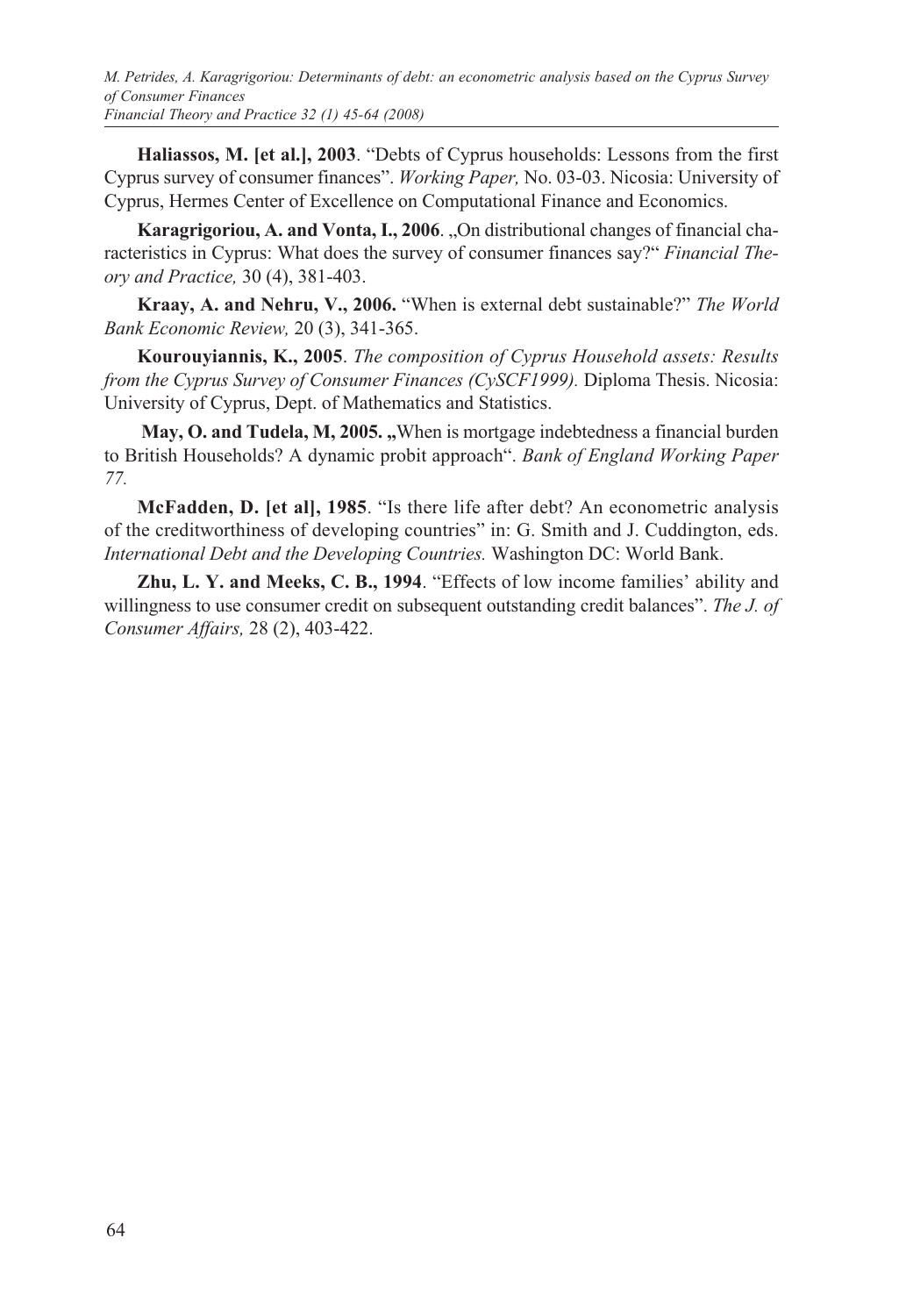**Haliassos, M. [et al.], 2003**. "Debts of Cyprus households: Lessons from the first Cyprus survey of consumer finances". *Working Paper,* No. 03-03. Nicosia: University of Cyprus, Hermes Center of Excellence on Computational Finance and Economics.

**Karagrigoriou, A. and Vonta, I., 2006**. „On distributional changes of financial characteristics in Cyprus: What does the survey of consumer finances say?" *Financial Theory and Practice,* 30 (4), 381-403.

**Kraay, A. and Nehru, V., 2006.** "When is external debt sustainable?" *The World Bank Economic Review,* 20 (3), 341-365.

**Kourouyiannis, K., 2005**. *The composition of Cyprus Household assets: Results from the Cyprus Survey of Consumer Finances (CySCF1999).* Diploma Thesis. Nicosia: University of Cyprus, Dept. of Mathematics and Statistics.

**May, O. and Tudela, M, 2005. „**When is mortgage indebtedness a financial burden to British Households? A dynamic probit approach". *Bank of England Working Paper 77.*

**McFadden, D. [et al], 1985**. "Is there life after debt? An econometric analysis of the creditworthiness of developing countries" in: G. Smith and J. Cuddington, eds. *International Debt and the Developing Countries.* Washington DC: World Bank.

**Zhu, L. Y. and Meeks, C. B., 1994**. "Effects of low income families' ability and willingness to use consumer credit on subsequent outstanding credit balances". *The J. of Consumer Affairs,* 28 (2), 403-422.